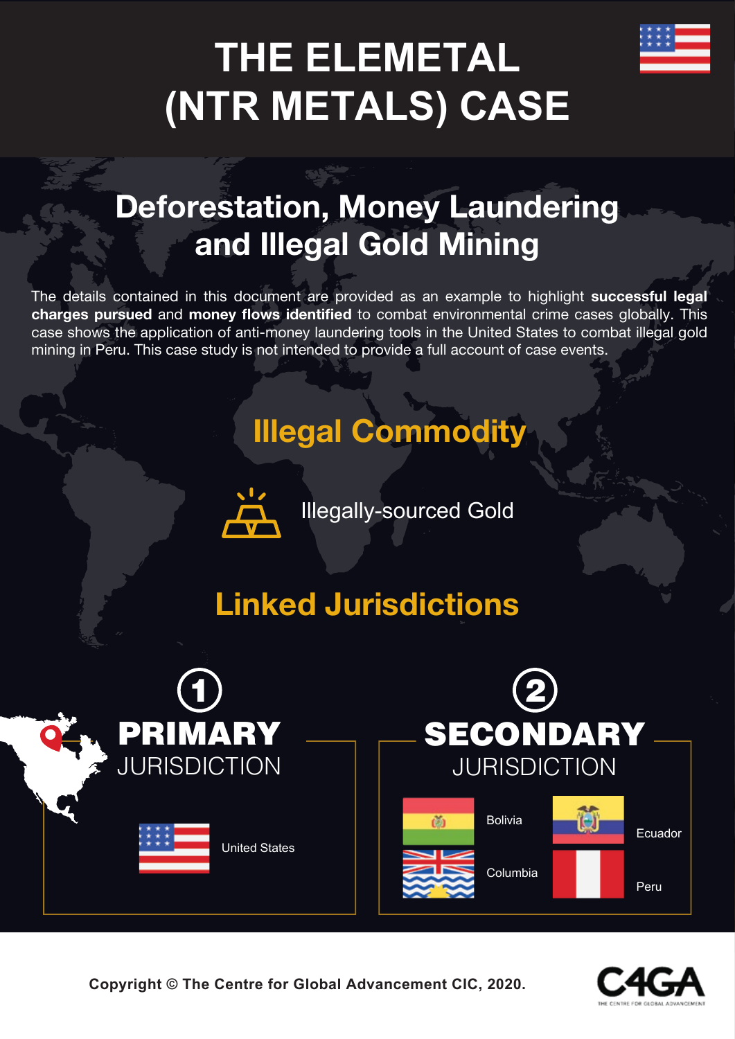# THE ELEMETAL (NTR METALS) CASE

## Deforestation, Money Laundering and Illegal Gold Mining

The details contained in this document are provided as an example to highlight **successful legal charges pursued** and **money flows identified** to combat environmental crime cases globally. This case shows the application of anti-money laundering tools in the United States to combat illegal gold mining in Peru. This case study is not intended to provide a full account of case events.

## Illegal Commodity

Illegally-sourced Gold

## Linked Jurisdictions

### 1 PRIMARY JURISDICTION

United States

### 2 SECONDARY JURISDICTION

Bolivia

Ecuador

Columbia

Peru

Copyright © The Centre for Global Advancement CIC, 2020.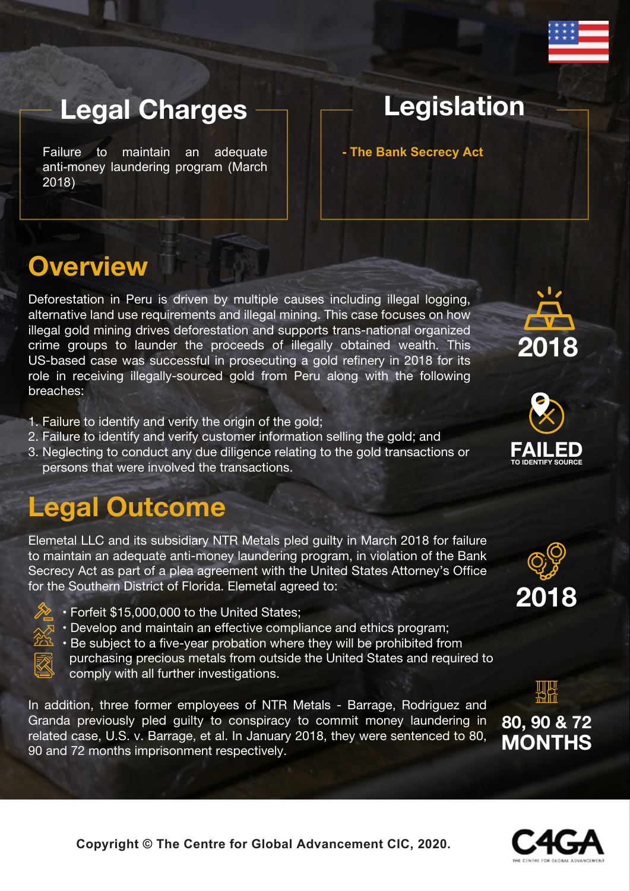## Legal Charges

Failure to maintain an adequate anti-money laundering program (March 2018)

## Legislation

- **The Bank Secrecy Act**

## Overview

Deforestation in Peru is driven by multiple causes including illegal logging, alternative land use requirements and illegal mining. This case focuses on how illegal gold mining drives deforestation and supports trans-national organized crime groups to launder the proceeds of illegally obtained wealth. This US-based case was successful in prosecuting a gold refinery in 2018 for its role in receiving illegally-sourced gold from Peru along with the following breaches:

1. Failure to identify and verify the origin of the gold;
2. Failure to identify and verify customer information selling the gold; and
3. Neglecting to conduct any due diligence relating to the gold transactions or persons that were involved the transactions.

**2018**

**FAILED** TO IDENTIFY SOURCE

## Legal Outcome

Elemetal LLC and its subsidiary NTR Metals pled guilty in March 2018 for failure to maintain an adequate anti-money laundering program, in violation of the Bank Secrecy Act as part of a plea agreement with the United States Attorney's Office for the Southern District of Florida. Elemetal agreed to:

- Forfeit $15,000,000 to the United States;
- Develop and maintain an effective compliance and ethics program;
- Be subject to a five-year probation where they will be prohibited from purchasing precious metals from outside the United States and required to comply with all further investigations.

In addition, three former employees of NTR Metals - Barrage, Rodriguez and Granda previously pled guilty to conspiracy to commit money laundering in related case, U.S. v. Barrage, et al. In January 2018, they were sentenced to 80, 90 and 72 months imprisonment respectively.

**2018**

**80, 90 & 72 MONTHS**

Copyright © The Centre for Global Advancement CIC, 2020.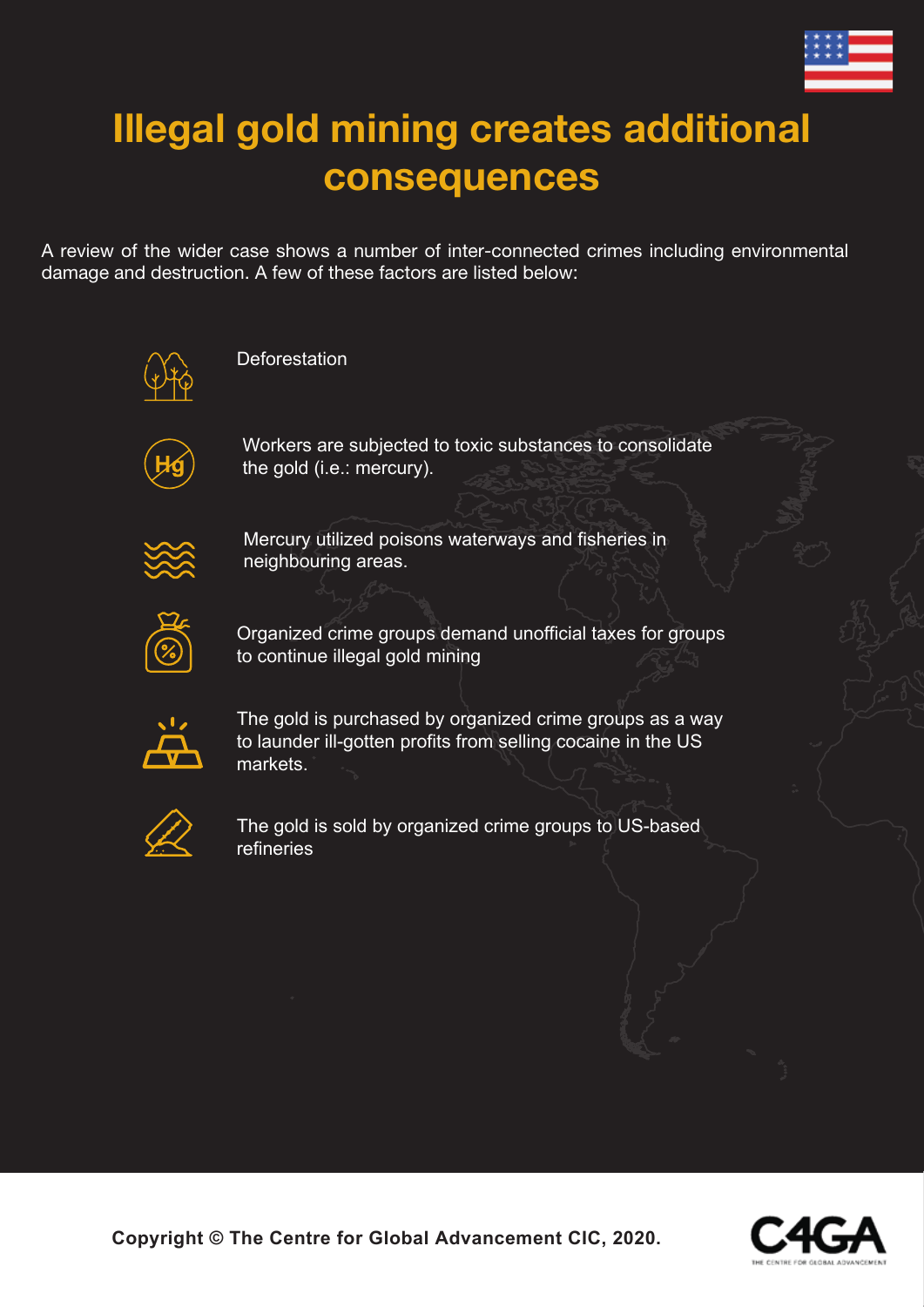# Illegal gold mining creates additional consequences

A review of the wider case shows a number of inter-connected crimes including environmental damage and destruction. A few of these factors are listed below:

- Deforestation
- Workers are subjected to toxic substances to consolidate the gold (i.e.: mercury).
- Mercury utilized poisons waterways and fisheries in neighbouring areas.
- Organized crime groups demand unofficial taxes for groups to continue illegal gold mining
- The gold is purchased by organized crime groups as a way to launder ill-gotten profits from selling cocaine in the US markets.
- The gold is sold by organized crime groups to US-based refineries

**Copyright © The Centre for Global Advancement CIC, 2020.**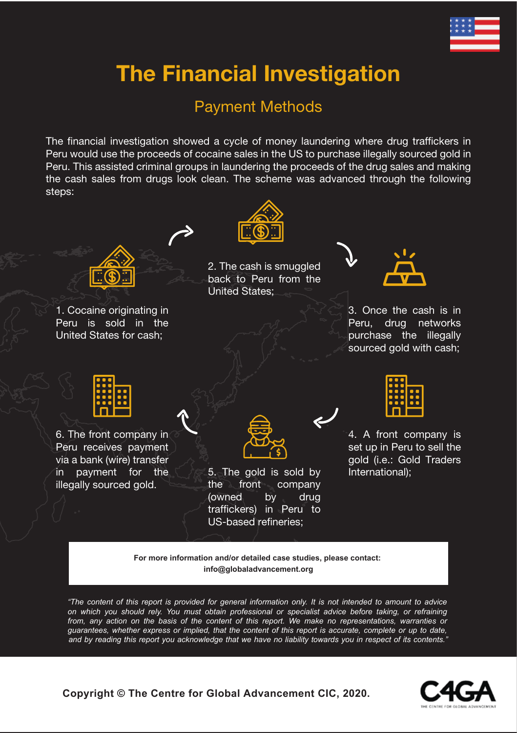# The Financial Investigation

## Payment Methods

The financial investigation showed a cycle of money laundering where drug traffickers in Peru would use the proceeds of cocaine sales in the US to purchase illegally sourced gold in Peru. This assisted criminal groups in laundering the proceeds of the drug sales and making the cash sales from drugs look clean. The scheme was advanced through the following steps:

1. Cocaine originating in Peru is sold in the United States for cash;
2. The cash is smuggled back to Peru from the United States;
3. Once the cash is in Peru, drug networks purchase the illegally sourced gold with cash;
4. A front company is set up in Peru to sell the gold (i.e.: Gold Traders International);
5. The gold is sold by the front company (owned by drug traffickers) in Peru to US-based refineries;
6. The front company in Peru receives payment via a bank (wire) transfer in payment for the illegally sourced gold.

**For more information and/or detailed case studies, please contact:**
**info@globaladvancement.org**

*"The content of this report is provided for general information only. It is not intended to amount to advice on which you should rely. You must obtain professional or specialist advice before taking, or refraining from, any action on the basis of the content of this report. We make no representations, warranties or guarantees, whether express or implied, that the content of this report is accurate, complete or up to date, and by reading this report you acknowledge that we have no liability towards you in respect of its contents."*

**Copyright © The Centre for Global Advancement CIC, 2020.**

C4GA
THE CENTRE FOR GLOBAL ADVANCEMENT